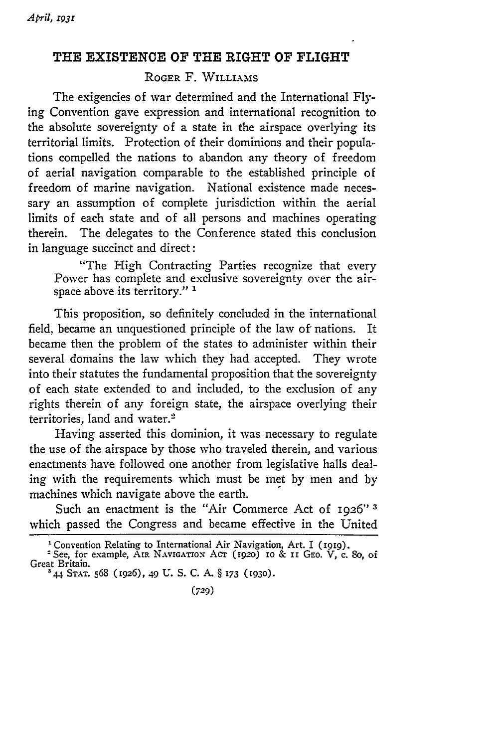# THE EXISTENCE OF THE RIGHT OF FLIGHT

ROGER F. WILLIAMS

The exigencies of war determined and the International Flying Convention gave expression and international recognition to the absolute sovereignty of a state in the airspace overlying its territorial limits. Protection of their dominions and their populations compelled the nations to abandon any theory of freedom of aerial navigation comparable to the established principle of freedom of marine navigation. National existence made necessary an assumption of complete jurisdiction within the aerial limits of each state and of all persons and machines operating therein. The delegates to the Conference stated this conclusion in language succinct and direct:

> "The High Contracting Parties recognize that every Power has complete and exclusive sovereignty over the airspace above its territory." [1]

This proposition, so definitely concluded in the international field, became an unquestioned principle of the law of nations. It became then the problem of the states to administer within their several domains the law which they had accepted. They wrote into their statutes the fundamental proposition that the sovereignty of each state extended to and included, to the exclusion of any rights therein of any foreign state, the airspace overlying their territories, land and water.[2]

Having asserted this dominion, it was necessary to regulate the use of the airspace by those who traveled therein, and various enactments have followed one another from legislative halls dealing with the requirements which must be met by men and by machines which navigate above the earth.

Such an enactment is the "Air Commerce Act of 1926" [3] which passed the Congress and became effective in the United

---

[1] Convention Relating to International Air Navigation, Art. I (1919).

[2] See, for example, AIR NAVIGATION ACT (1920) 10 & 11 GEO. V, c. 80, of Great Britain.

[3] 44 STAT. 568 (1926), 49 U. S. C. A. § 173 (1930).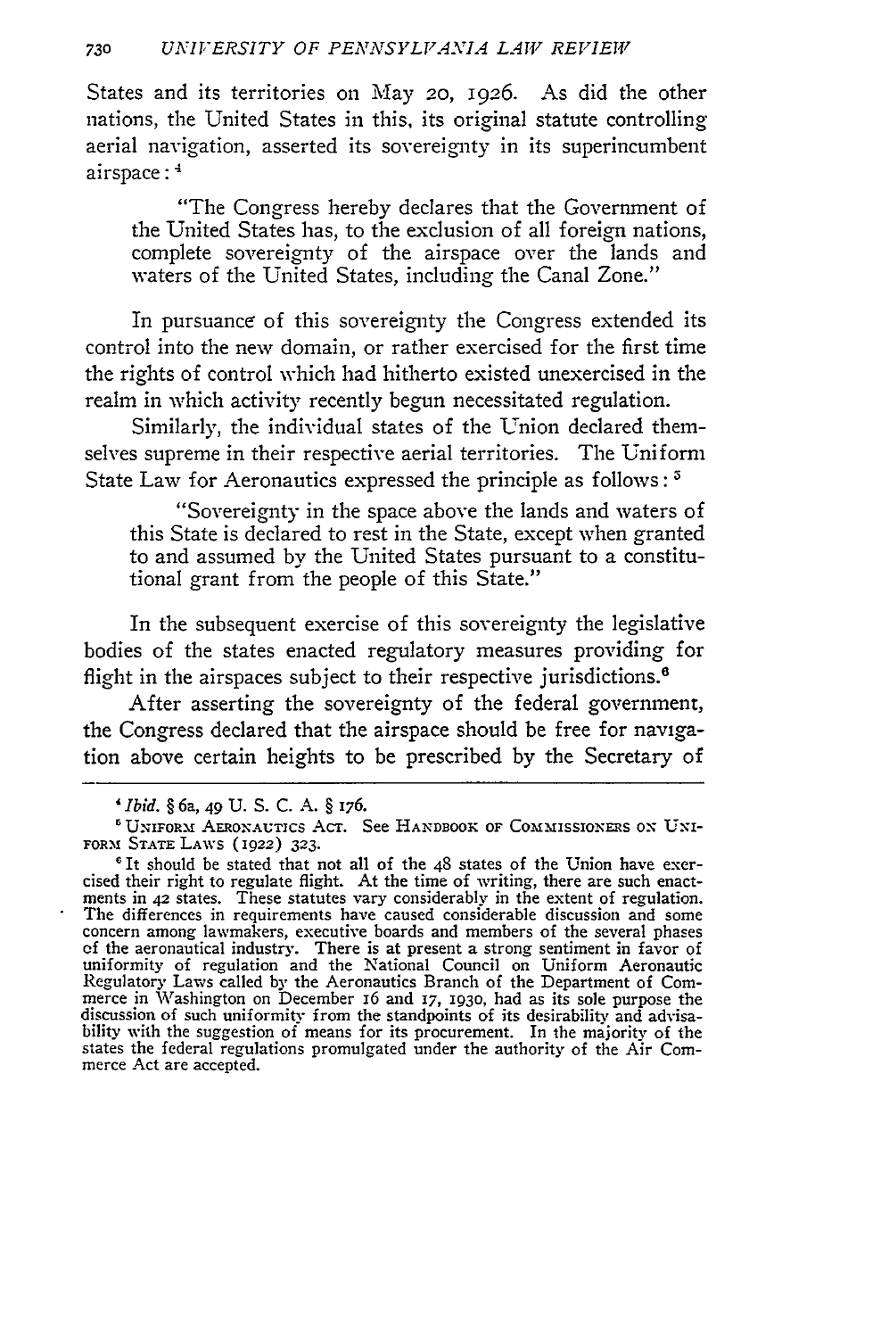States and its territories on May 20, 1926. As did the other nations, the United States in this, its original statute controlling aerial navigation, asserted its sovereignty in its superincumbent airspace:[4]

> "The Congress hereby declares that the Government of the United States has, to the exclusion of all foreign nations, complete sovereignty of the airspace over the lands and waters of the United States, including the Canal Zone."

In pursuance of this sovereignty the Congress extended its control into the new domain, or rather exercised for the first time the rights of control which had hitherto existed unexercised in the realm in which activity recently begun necessitated regulation.

Similarly, the individual states of the Union declared themselves supreme in their respective aerial territories. The Uniform State Law for Aeronautics expressed the principle as follows:[5]

> "Sovereignty in the space above the lands and waters of this State is declared to rest in the State, except when granted to and assumed by the United States pursuant to a constitutional grant from the people of this State."

In the subsequent exercise of this sovereignty the legislative bodies of the states enacted regulatory measures providing for flight in the airspaces subject to their respective jurisdictions.[6]

After asserting the sovereignty of the federal government, the Congress declared that the airspace should be free for navigation above certain heights to be prescribed by the Secretary of

---

[4] *Ibid.* § 6a, 49 U. S. C. A. § 176.

[5] UNIFORM AERONAUTICS ACT. See HANDBOOK OF COMMISSIONERS ON UNIFORM STATE LAWS (1922) 323.

[6] It should be stated that not all of the 48 states of the Union have exercised their right to regulate flight. At the time of writing, there are such enactments in 42 states. These statutes vary considerably in the extent of regulation. The differences in requirements have caused considerable discussion and some concern among lawmakers, executive boards and members of the several phases of the aeronautical industry. There is at present a strong sentiment in favor of uniformity of regulation and the National Council on Uniform Aeronautic Regulatory Laws called by the Aeronautics Branch of the Department of Commerce in Washington on December 16 and 17, 1930, had as its sole purpose the discussion of such uniformity from the standpoints of its desirability and advisability with the suggestion of means for its procurement. In the majority of the states the federal regulations promulgated under the authority of the Air Commerce Act are accepted.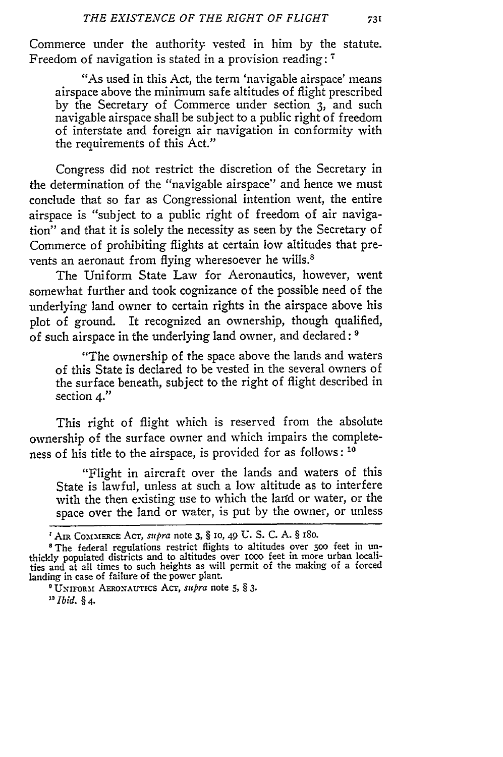Commerce under the authority vested in him by the statute. Freedom of navigation is stated in a provision reading: [7]

> "As used in this Act, the term 'navigable airspace' means airspace above the minimum safe altitudes of flight prescribed by the Secretary of Commerce under section 3, and such navigable airspace shall be subject to a public right of freedom of interstate and foreign air navigation in conformity with the requirements of this Act."

Congress did not restrict the discretion of the Secretary in the determination of the "navigable airspace" and hence we must conclude that so far as Congressional intention went, the entire airspace is "subject to a public right of freedom of air navigation" and that it is solely the necessity as seen by the Secretary of Commerce of prohibiting flights at certain low altitudes that prevents an aeronaut from flying wheresoever he wills.[8]

The Uniform State Law for Aeronautics, however, went somewhat further and took cognizance of the possible need of the underlying land owner to certain rights in the airspace above his plot of ground. It recognized an ownership, though qualified, of such airspace in the underlying land owner, and declared: [9]

> "The ownership of the space above the lands and waters of this State is declared to be vested in the several owners of the surface beneath, subject to the right of flight described in section 4."

This right of flight which is reserved from the absolute ownership of the surface owner and which impairs the completeness of his title to the airspace, is provided for as follows: [10]

> "Flight in aircraft over the lands and waters of this State is lawful, unless at such a low altitude as to interfere with the then existing use to which the land or water, or the space over the land or water, is put by the owner, or unless

---

[7] AIR COMMERCE ACT, *supra* note 3, § 10, 49 U. S. C. A. § 180.

[8] The federal regulations restrict flights to altitudes over 500 feet in unthickly populated districts and to altitudes over 1000 feet in more urban localities and at all times to such heights as will permit of the making of a forced landing in case of failure of the power plant.

[9] UNIFORM AERONAUTICS ACT, *supra* note 5, § 3.

[10] *Ibid.* § 4.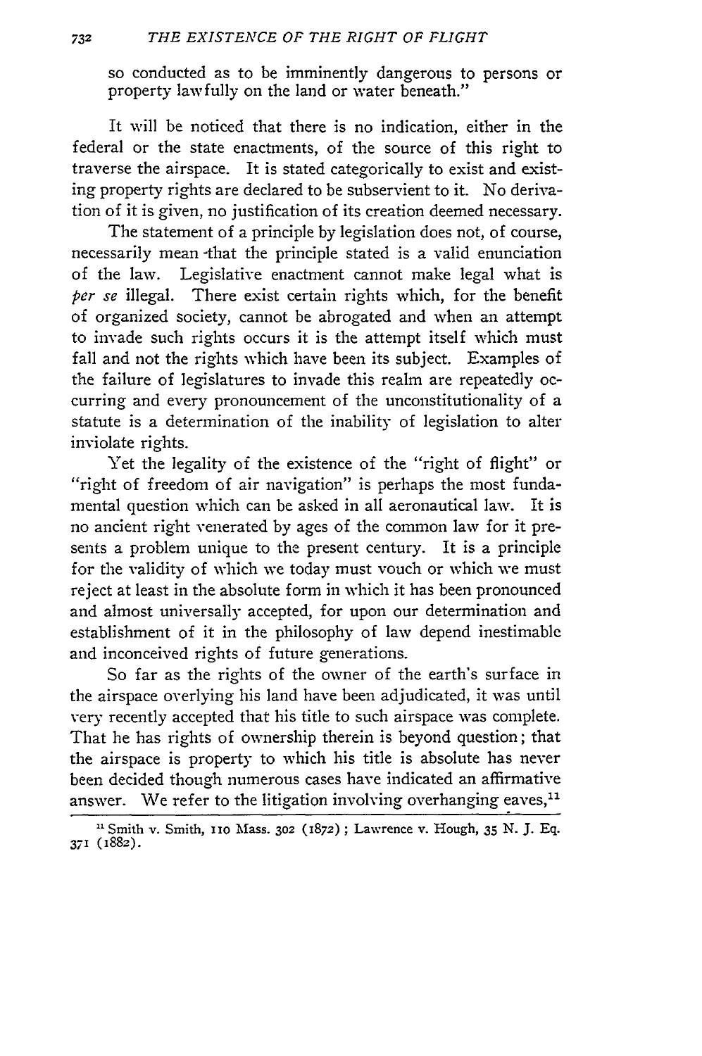so conducted as to be imminently dangerous to persons or property lawfully on the land or water beneath."

It will be noticed that there is no indication, either in the federal or the state enactments, of the source of this right to traverse the airspace. It is stated categorically to exist and existing property rights are declared to be subservient to it. No derivation of it is given, no justification of its creation deemed necessary.

The statement of a principle by legislation does not, of course, necessarily mean that the principle stated is a valid enunciation of the law. Legislative enactment cannot make legal what is *per se* illegal. There exist certain rights which, for the benefit of organized society, cannot be abrogated and when an attempt to invade such rights occurs it is the attempt itself which must fall and not the rights which have been its subject. Examples of the failure of legislatures to invade this realm are repeatedly occurring and every pronouncement of the unconstitutionality of a statute is a determination of the inability of legislation to alter inviolate rights.

Yet the legality of the existence of the "right of flight" or "right of freedom of air navigation" is perhaps the most fundamental question which can be asked in all aeronautical law. It is no ancient right venerated by ages of the common law for it presents a problem unique to the present century. It is a principle for the validity of which we today must vouch or which we must reject at least in the absolute form in which it has been pronounced and almost universally accepted, for upon our determination and establishment of it in the philosophy of law depend inestimable and inconceived rights of future generations.

So far as the rights of the owner of the earth's surface in the airspace overlying his land have been adjudicated, it was until very recently accepted that his title to such airspace was complete. That he has rights of ownership therein is beyond question; that the airspace is property to which his title is absolute has never been decided though numerous cases have indicated an affirmative answer. We refer to the litigation involving overhanging eaves,[11]

[11] Smith v. Smith, 110 Mass. 302 (1872); Lawrence v. Hough, 35 N. J. Eq. 371 (1882).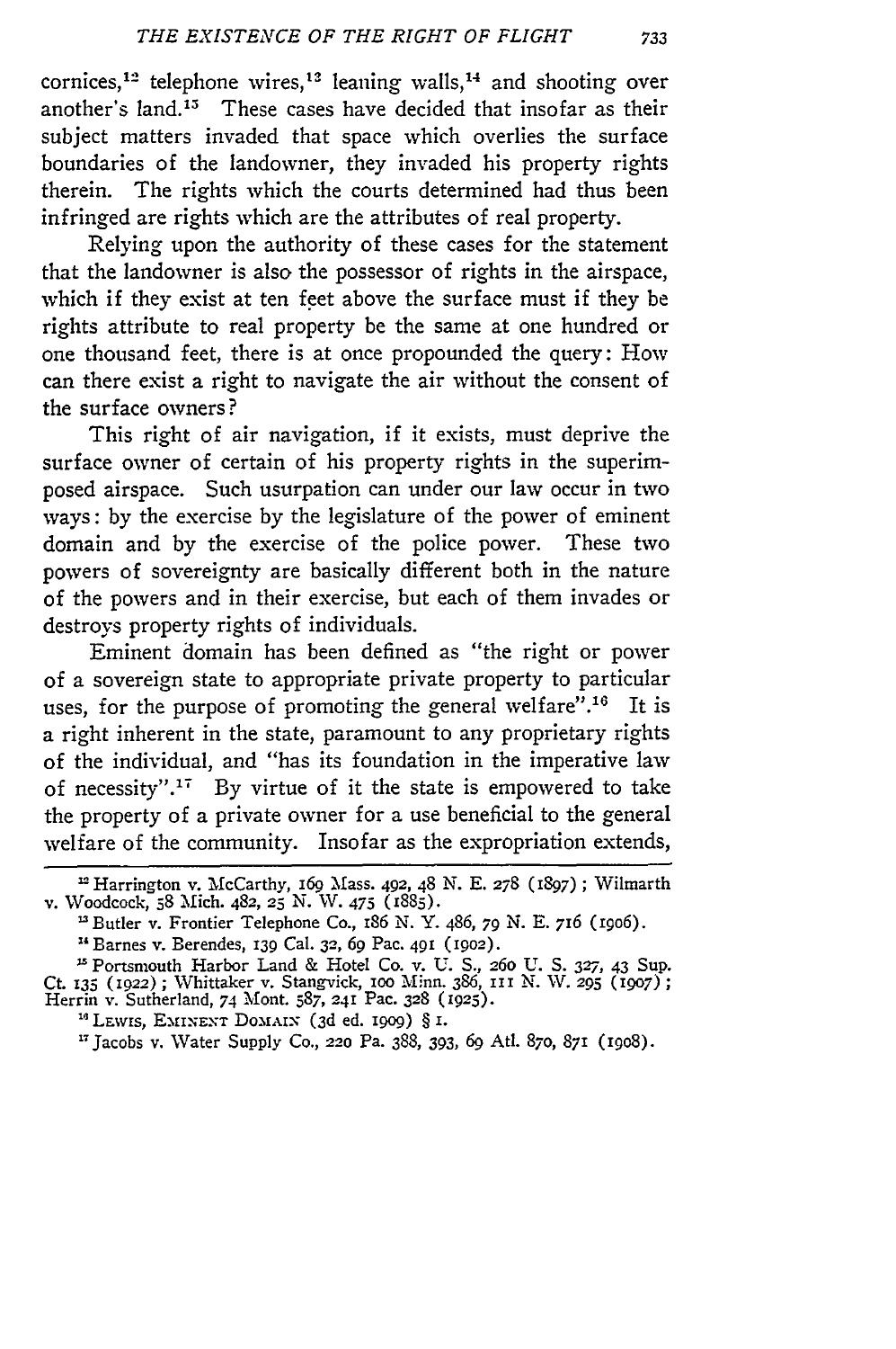cornices,[12] telephone wires,[13] leaning walls,[14] and shooting over another's land.[15] These cases have decided that insofar as their subject matters invaded that space which overlies the surface boundaries of the landowner, they invaded his property rights therein. The rights which the courts determined had thus been infringed are rights which are the attributes of real property.

Relying upon the authority of these cases for the statement that the landowner is also the possessor of rights in the airspace, which if they exist at ten feet above the surface must if they be rights attribute to real property be the same at one hundred or one thousand feet, there is at once propounded the query: How can there exist a right to navigate the air without the consent of the surface owners?

This right of air navigation, if it exists, must deprive the surface owner of certain of his property rights in the superimposed airspace. Such usurpation can under our law occur in two ways: by the exercise by the legislature of the power of eminent domain and by the exercise of the police power. These two powers of sovereignty are basically different both in the nature of the powers and in their exercise, but each of them invades or destroys property rights of individuals.

Eminent domain has been defined as "the right or power of a sovereign state to appropriate private property to particular uses, for the purpose of promoting the general welfare".[16] It is a right inherent in the state, paramount to any proprietary rights of the individual, and "has its foundation in the imperative law of necessity".[17] By virtue of it the state is empowered to take the property of a private owner for a use beneficial to the general welfare of the community. Insofar as the expropriation extends,

---

[12] Harrington v. McCarthy, 169 Mass. 492, 48 N. E. 278 (1897); Wilmarth v. Woodcock, 58 Mich. 482, 25 N. W. 475 (1885).

[13] Butler v. Frontier Telephone Co., 186 N. Y. 486, 79 N. E. 716 (1906).

[14] Barnes v. Berendes, 139 Cal. 32, 69 Pac. 491 (1902).

[15] Portsmouth Harbor Land & Hotel Co. v. U. S., 260 U. S. 327, 43 Sup. Ct. 135 (1922); Whittaker v. Stangvick, 100 Minn. 386, 111 N. W. 295 (1907); Herrin v. Sutherland, 74 Mont. 587, 241 Pac. 328 (1925).

[16] Lewis, Eminent Domain (3d ed. 1909) § 1.

[17] Jacobs v. Water Supply Co., 220 Pa. 388, 393, 69 Atl. 870, 871 (1908).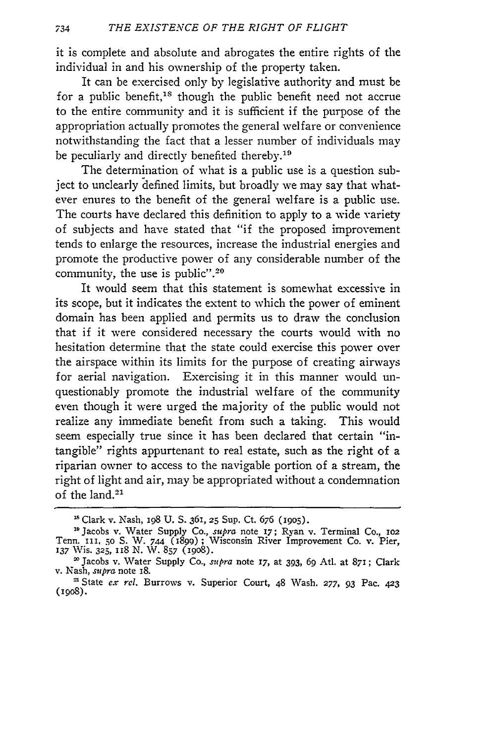it is complete and absolute and abrogates the entire rights of the individual in and his ownership of the property taken.

It can be exercised only by legislative authority and must be for a public benefit,[18] though the public benefit need not accrue to the entire community and it is sufficient if the purpose of the appropriation actually promotes the general welfare or convenience notwithstanding the fact that a lesser number of individuals may be peculiarly and directly benefited thereby.[19]

The determination of what is a public use is a question subject to unclearly defined limits, but broadly we may say that whatever enures to the benefit of the general welfare is a public use. The courts have declared this definition to apply to a wide variety of subjects and have stated that "if the proposed improvement tends to enlarge the resources, increase the industrial energies and promote the productive power of any considerable number of the community, the use is public".[20]

It would seem that this statement is somewhat excessive in its scope, but it indicates the extent to which the power of eminent domain has been applied and permits us to draw the conclusion that if it were considered necessary the courts would with no hesitation determine that the state could exercise this power over the airspace within its limits for the purpose of creating airways for aerial navigation. Exercising it in this manner would unquestionably promote the industrial welfare of the community even though it were urged the majority of the public would not realize any immediate benefit from such a taking. This would seem especially true since it has been declared that certain "intangible" rights appurtenant to real estate, such as the right of a riparian owner to access to the navigable portion of a stream, the right of light and air, may be appropriated without a condemnation of the land.[21]

---

[18] Clark v. Nash, 198 U. S. 361, 25 Sup. Ct. 676 (1905).

[19] Jacobs v. Water Supply Co., *supra* note 17; Ryan v. Terminal Co., 102 Tenn. 111, 50 S. W. 744 (1899); Wisconsin River Improvement Co. v. Pier, 137 Wis. 325, 118 N. W. 857 (1908).

[20] Jacobs v. Water Supply Co., *supra* note 17, at 393, 69 Atl. at 871; Clark v. Nash, *supra* note 18.

[21] State *ex rel.* Burrows v. Superior Court, 48 Wash. 277, 93 Pac. 423 (1908).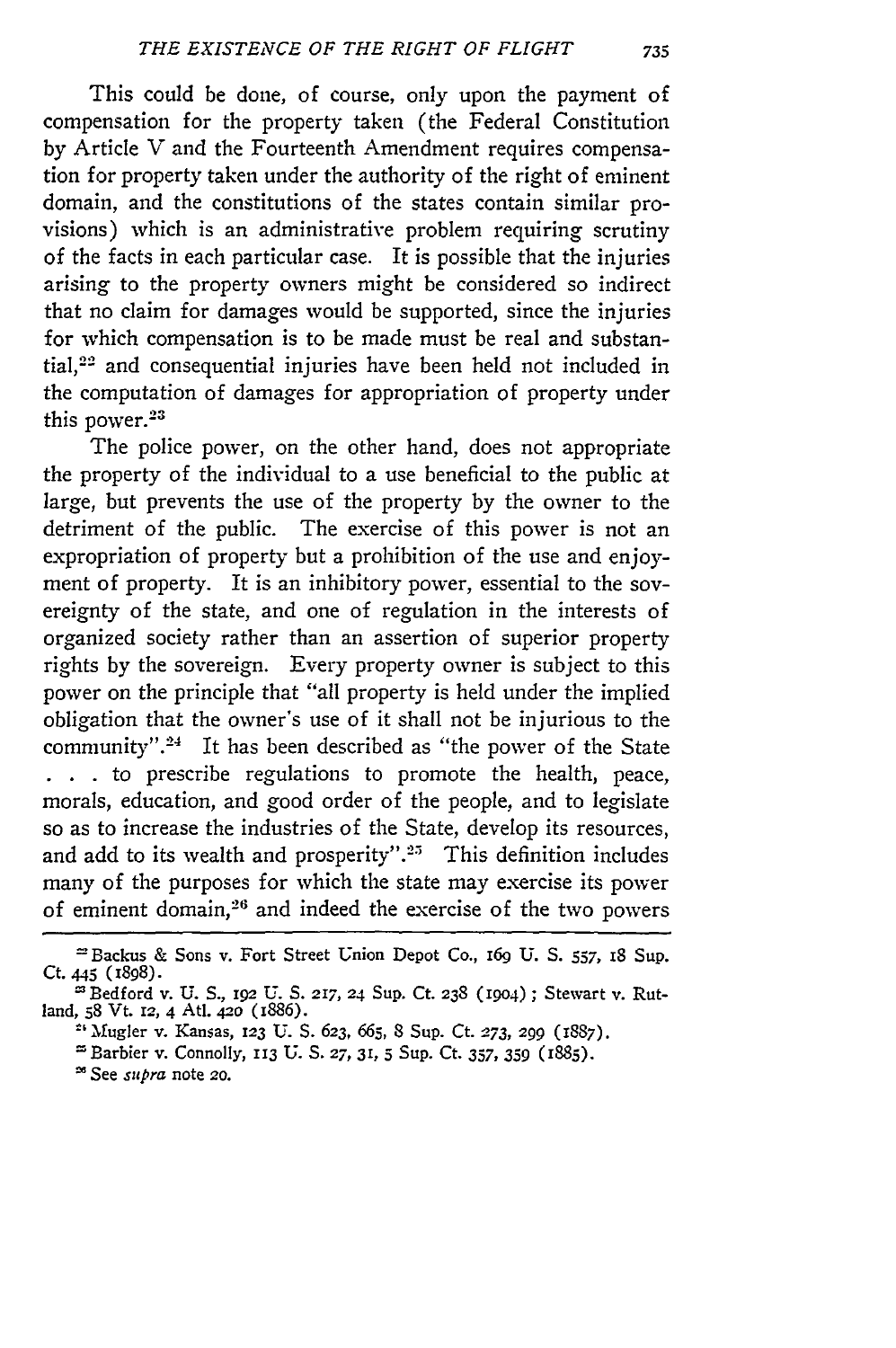This could be done, of course, only upon the payment of compensation for the property taken (the Federal Constitution by Article V and the Fourteenth Amendment requires compensation for property taken under the authority of the right of eminent domain, and the constitutions of the states contain similar provisions) which is an administrative problem requiring scrutiny of the facts in each particular case. It is possible that the injuries arising to the property owners might be considered so indirect that no claim for damages would be supported, since the injuries for which compensation is to be made must be real and substantial,[22] and consequential injuries have been held not included in the computation of damages for appropriation of property under this power.[23]

The police power, on the other hand, does not appropriate the property of the individual to a use beneficial to the public at large, but prevents the use of the property by the owner to the detriment of the public. The exercise of this power is not an expropriation of property but a prohibition of the use and enjoyment of property. It is an inhibitory power, essential to the sovereignty of the state, and one of regulation in the interests of organized society rather than an assertion of superior property rights by the sovereign. Every property owner is subject to this power on the principle that "all property is held under the implied obligation that the owner's use of it shall not be injurious to the community".[24] It has been described as "the power of the State . . . to prescribe regulations to promote the health, peace, morals, education, and good order of the people, and to legislate so as to increase the industries of the State, develop its resources, and add to its wealth and prosperity".[25] This definition includes many of the purposes for which the state may exercise its power of eminent domain,[26] and indeed the exercise of the two powers

---

[22] Backus & Sons v. Fort Street Union Depot Co., 169 U. S. 557, 18 Sup. Ct. 445 (1898).

[23] Bedford v. U. S., 192 U. S. 217, 24 Sup. Ct. 238 (1904); Stewart v. Rutland, 58 Vt. 12, 4 Atl. 420 (1886).

[24] Mugler v. Kansas, 123 U. S. 623, 665, 8 Sup. Ct. 273, 299 (1887).

[25] Barbier v. Connolly, 113 U. S. 27, 31, 5 Sup. Ct. 357, 359 (1885).

[26] See *supra* note 20.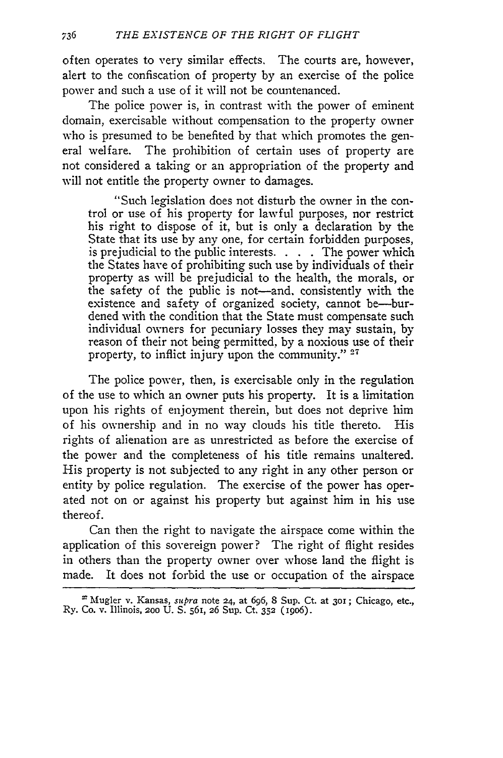often operates to very similar effects. The courts are, however, alert to the confiscation of property by an exercise of the police power and such a use of it will not be countenanced.

The police power is, in contrast with the power of eminent domain, exercisable without compensation to the property owner who is presumed to be benefited by that which promotes the general welfare. The prohibition of certain uses of property are not considered a taking or an appropriation of the property and will not entitle the property owner to damages.

> "Such legislation does not disturb the owner in the control or use of his property for lawful purposes, nor restrict his right to dispose of it, but is only a declaration by the State that its use by any one, for certain forbidden purposes, is prejudicial to the public interests. . . . The power which the States have of prohibiting such use by individuals of their property as will be prejudicial to the health, the morals, or the safety of the public is not—and, consistently with the existence and safety of organized society, cannot be—burdened with the condition that the State must compensate such individual owners for pecuniary losses they may sustain, by reason of their not being permitted, by a noxious use of their property, to inflict injury upon the community." [27]

The police power, then, is exercisable only in the regulation of the use to which an owner puts his property. It is a limitation upon his rights of enjoyment therein, but does not deprive him of his ownership and in no way clouds his title thereto. His rights of alienation are as unrestricted as before the exercise of the power and the completeness of his title remains unaltered. His property is not subjected to any right in any other person or entity by police regulation. The exercise of the power has operated not on or against his property but against him in his use thereof.

Can then the right to navigate the airspace come within the application of this sovereign power? The right of flight resides in others than the property owner over whose land the flight is made. It does not forbid the use or occupation of the airspace

---

[27] Mugler v. Kansas, *supra* note 24, at 696, 8 Sup. Ct. at 301; Chicago, etc., Ry. Co. v. Illinois, 200 U. S. 561, 26 Sup. Ct. 352 (1906).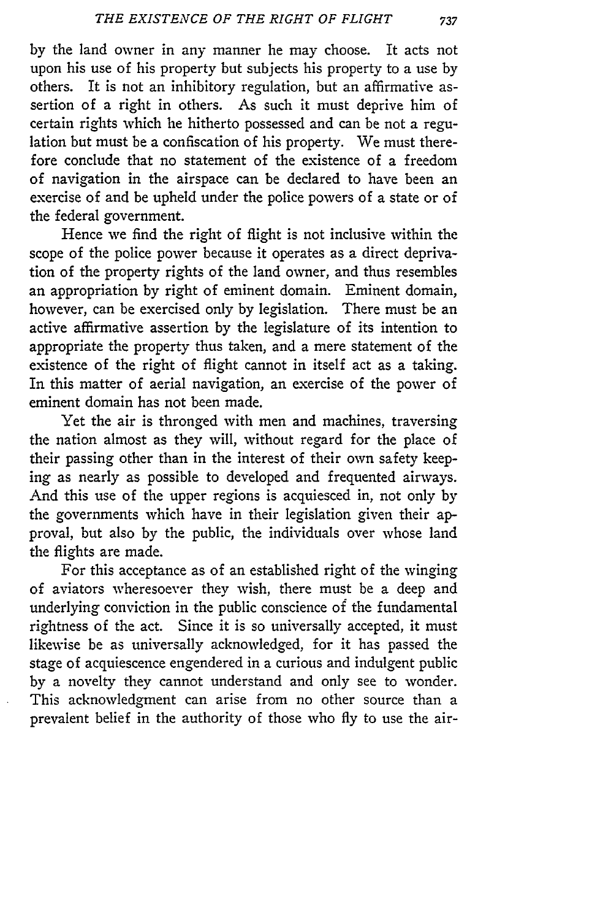by the land owner in any manner he may choose. It acts not upon his use of his property but subjects his property to a use by others. It is not an inhibitory regulation, but an affirmative assertion of a right in others. As such it must deprive him of certain rights which he hitherto possessed and can be not a regulation but must be a confiscation of his property. We must therefore conclude that no statement of the existence of a freedom of navigation in the airspace can be declared to have been an exercise of and be upheld under the police powers of a state or of the federal government.

Hence we find the right of flight is not inclusive within the scope of the police power because it operates as a direct deprivation of the property rights of the land owner, and thus resembles an appropriation by right of eminent domain. Eminent domain, however, can be exercised only by legislation. There must be an active affirmative assertion by the legislature of its intention to appropriate the property thus taken, and a mere statement of the existence of the right of flight cannot in itself act as a taking. In this matter of aerial navigation, an exercise of the power of eminent domain has not been made.

Yet the air is thronged with men and machines, traversing the nation almost as they will, without regard for the place of their passing other than in the interest of their own safety keeping as nearly as possible to developed and frequented airways. And this use of the upper regions is acquiesced in, not only by the governments which have in their legislation given their approval, but also by the public, the individuals over whose land the flights are made.

For this acceptance as of an established right of the winging of aviators wheresoever they wish, there must be a deep and underlying conviction in the public conscience of the fundamental rightness of the act. Since it is so universally accepted, it must likewise be as universally acknowledged, for it has passed the stage of acquiescence engendered in a curious and indulgent public by a novelty they cannot understand and only see to wonder. This acknowledgment can arise from no other source than a prevalent belief in the authority of those who fly to use the air-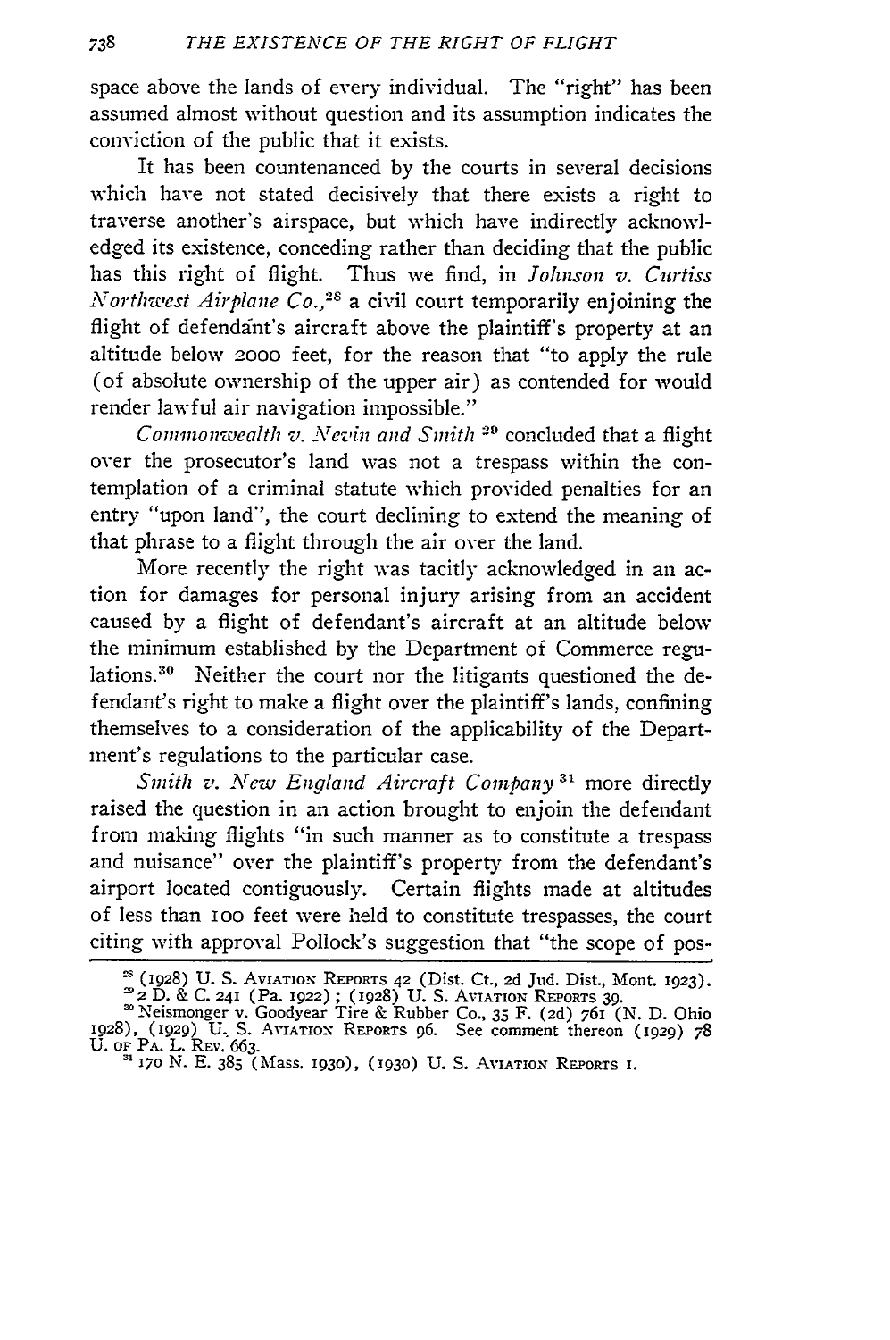space above the lands of every individual. The "right" has been assumed almost without question and its assumption indicates the conviction of the public that it exists.

It has been countenanced by the courts in several decisions which have not stated decisively that there exists a right to traverse another's airspace, but which have indirectly acknowledged its existence, conceding rather than deciding that the public has this right of flight. Thus we find, in *Johnson v. Curtiss Northwest Airplane Co.*,[28] a civil court temporarily enjoining the flight of defendant's aircraft above the plaintiff's property at an altitude below 2000 feet, for the reason that "to apply the rule (of absolute ownership of the upper air) as contended for would render lawful air navigation impossible."

*Commonwealth v. Nevin and Smith* [29] concluded that a flight over the prosecutor's land was not a trespass within the contemplation of a criminal statute which provided penalties for an entry "upon land", the court declining to extend the meaning of that phrase to a flight through the air over the land.

More recently the right was tacitly acknowledged in an action for damages for personal injury arising from an accident caused by a flight of defendant's aircraft at an altitude below the minimum established by the Department of Commerce regulations.[30] Neither the court nor the litigants questioned the defendant's right to make a flight over the plaintiff's lands, confining themselves to a consideration of the applicability of the Department's regulations to the particular case.

*Smith v. New England Aircraft Company* [31] more directly raised the question in an action brought to enjoin the defendant from making flights "in such manner as to constitute a trespass and nuisance" over the plaintiff's property from the defendant's airport located contiguously. Certain flights made at altitudes of less than 100 feet were held to constitute trespasses, the court citing with approval Pollock's suggestion that "the scope of pos-

---

[28] (1928) U. S. AVIATION REPORTS 42 (Dist. Ct., 2d Jud. Dist., Mont. 1923).

[29] 2 D. & C. 241 (Pa. 1922); (1928) U. S. AVIATION REPORTS 39.

[30] Neismonger v. Goodyear Tire & Rubber Co., 35 F. (2d) 761 (N. D. Ohio 1928), (1929) U. S. AVIATION REPORTS 96. See comment thereon (1929) 78 U. OF PA. L. REV. 663.

[31] 170 N. E. 385 (Mass. 1930), (1930) U. S. AVIATION REPORTS 1.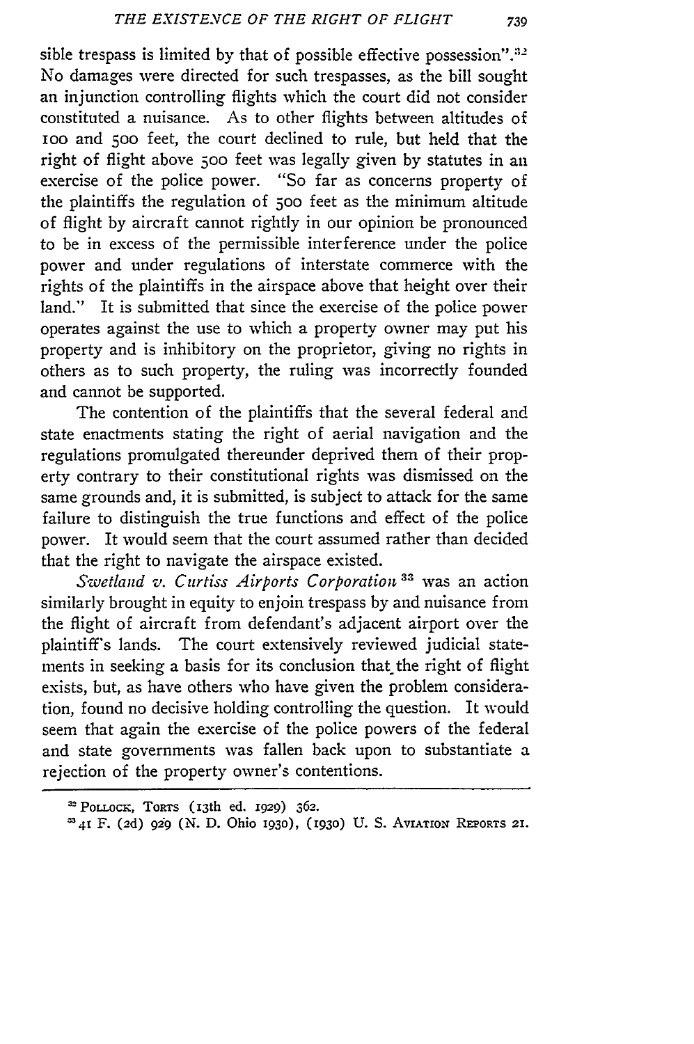sible trespass is limited by that of possible effective possession".[32] No damages were directed for such trespasses, as the bill sought an injunction controlling flights which the court did not consider constituted a nuisance. As to other flights between altitudes of 100 and 500 feet, the court declined to rule, but held that the right of flight above 500 feet was legally given by statutes in an exercise of the police power. "So far as concerns property of the plaintiffs the regulation of 500 feet as the minimum altitude of flight by aircraft cannot rightly in our opinion be pronounced to be in excess of the permissible interference under the police power and under regulations of interstate commerce with the rights of the plaintiffs in the airspace above that height over their land." It is submitted that since the exercise of the police power operates against the use to which a property owner may put his property and is inhibitory on the proprietor, giving no rights in others as to such property, the ruling was incorrectly founded and cannot be supported.

The contention of the plaintiffs that the several federal and state enactments stating the right of aerial navigation and the regulations promulgated thereunder deprived them of their property contrary to their constitutional rights was dismissed on the same grounds and, it is submitted, is subject to attack for the same failure to distinguish the true functions and effect of the police power. It would seem that the court assumed rather than decided that the right to navigate the airspace existed.

*Swetland v. Curtiss Airports Corporation*[33] was an action similarly brought in equity to enjoin trespass by and nuisance from the flight of aircraft from defendant's adjacent airport over the plaintiff's lands. The court extensively reviewed judicial statements in seeking a basis for its conclusion that the right of flight exists, but, as have others who have given the problem consideration, found no decisive holding controlling the question. It would seem that again the exercise of the police powers of the federal and state governments was fallen back upon to substantiate a rejection of the property owner's contentions.

---

[32] POLLOCK, TORTS (13th ed. 1929) 362.

[33] 41 F. (2d) 929 (N. D. Ohio 1930), (1930) U. S. AVIATION REPORTS 21.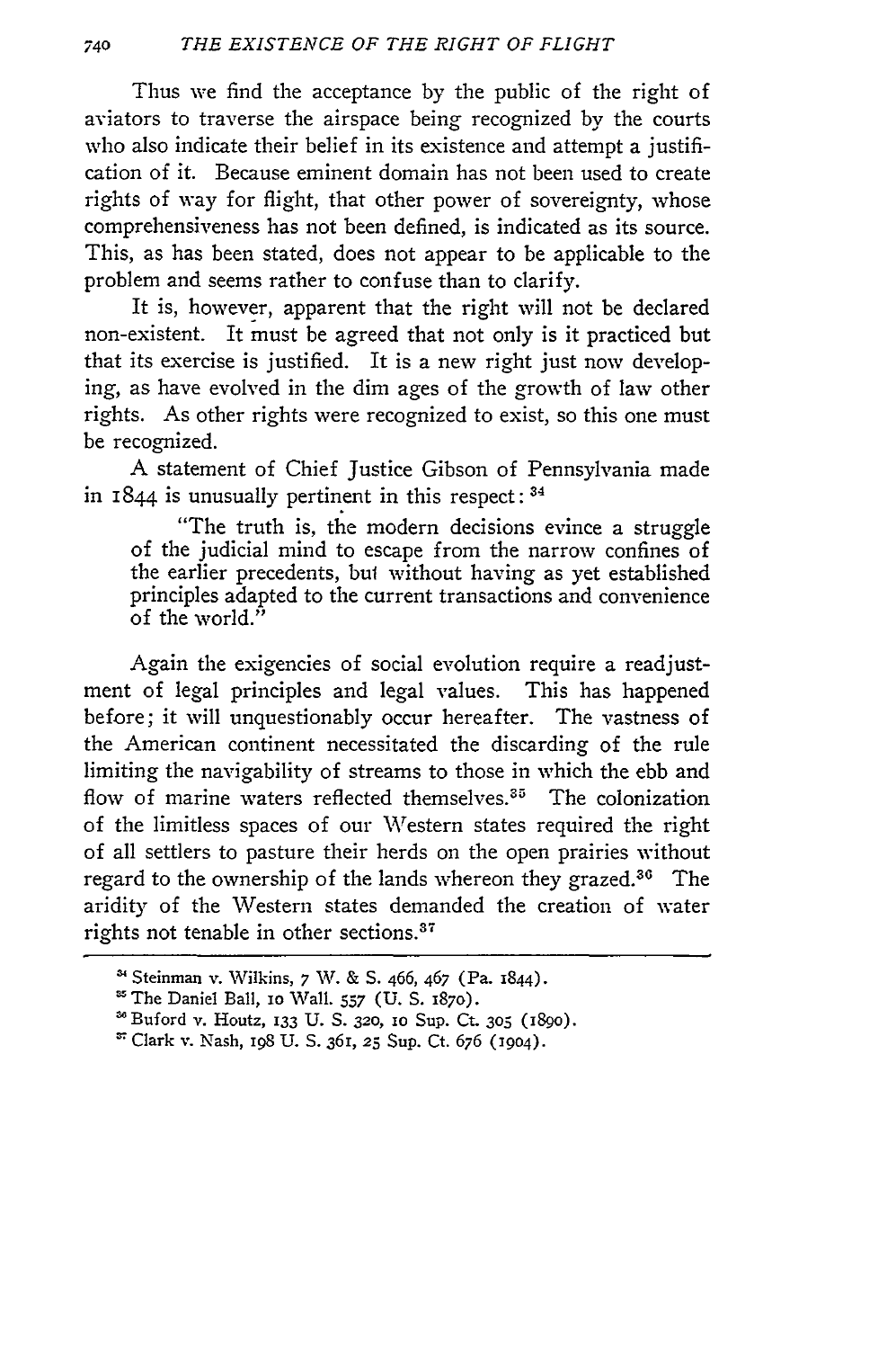Thus we find the acceptance by the public of the right of aviators to traverse the airspace being recognized by the courts who also indicate their belief in its existence and attempt a justification of it. Because eminent domain has not been used to create rights of way for flight, that other power of sovereignty, whose comprehensiveness has not been defined, is indicated as its source. This, as has been stated, does not appear to be applicable to the problem and seems rather to confuse than to clarify.

It is, however, apparent that the right will not be declared non-existent. It must be agreed that not only is it practiced but that its exercise is justified. It is a new right just now developing, as have evolved in the dim ages of the growth of law other rights. As other rights were recognized to exist, so this one must be recognized.

A statement of Chief Justice Gibson of Pennsylvania made in 1844 is unusually pertinent in this respect: [34]

> "The truth is, the modern decisions evince a struggle of the judicial mind to escape from the narrow confines of the earlier precedents, but without having as yet established principles adapted to the current transactions and convenience of the world."

Again the exigencies of social evolution require a readjustment of legal principles and legal values. This has happened before; it will unquestionably occur hereafter. The vastness of the American continent necessitated the discarding of the rule limiting the navigability of streams to those in which the ebb and flow of marine waters reflected themselves.[35] The colonization of the limitless spaces of our Western states required the right of all settlers to pasture their herds on the open prairies without regard to the ownership of the lands whereon they grazed.[36] The aridity of the Western states demanded the creation of water rights not tenable in other sections.[37]

---

[34] Steinman v. Wilkins, 7 W. & S. 466, 467 (Pa. 1844).

[35] The Daniel Ball, 10 Wall. 557 (U. S. 1870).

[36] Buford v. Houtz, 133 U. S. 320, 10 Sup. Ct. 305 (1890).

[37] Clark v. Nash, 198 U. S. 361, 25 Sup. Ct. 676 (1904).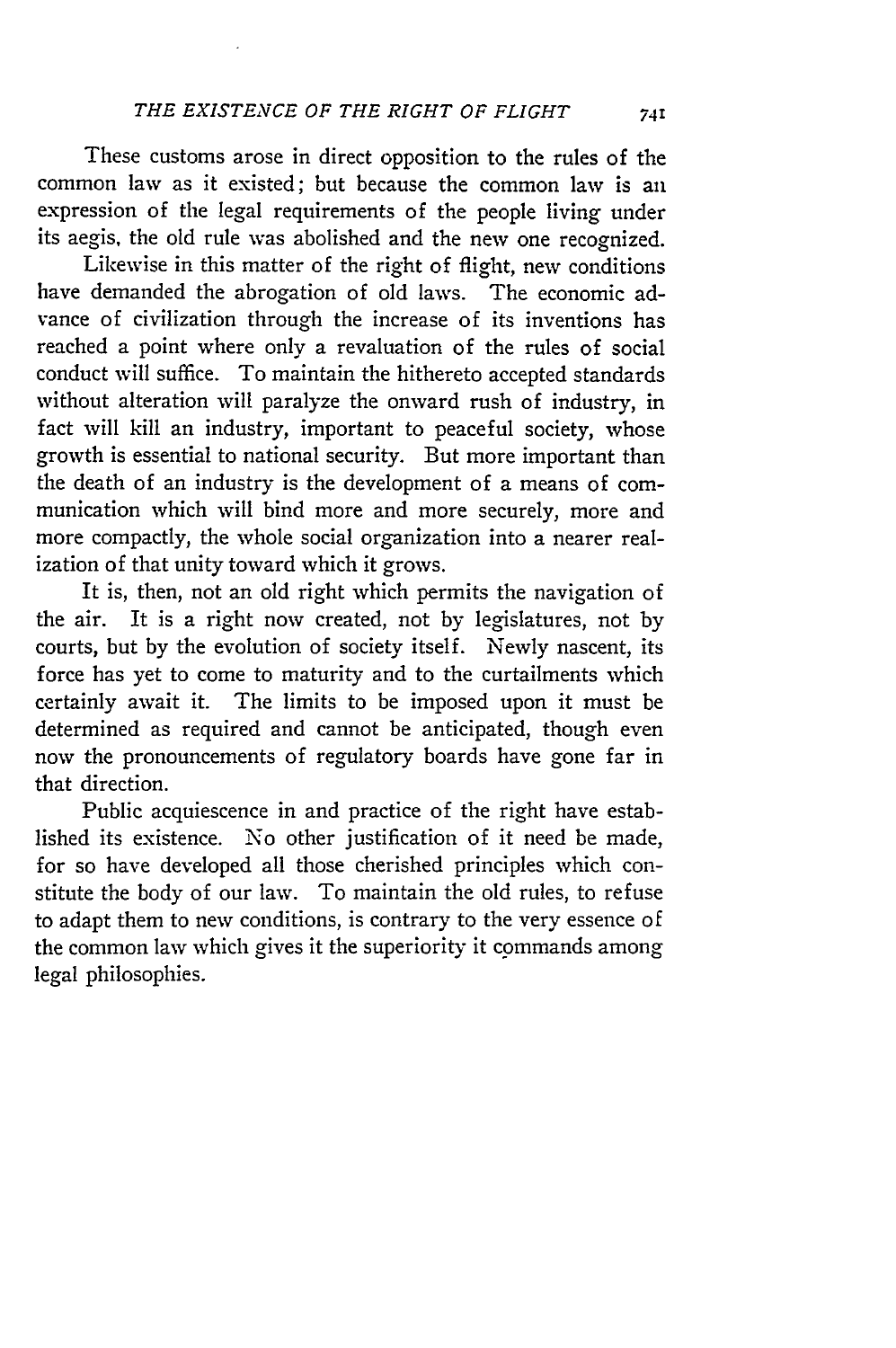These customs arose in direct opposition to the rules of the common law as it existed; but because the common law is an expression of the legal requirements of the people living under its aegis, the old rule was abolished and the new one recognized.

Likewise in this matter of the right of flight, new conditions have demanded the abrogation of old laws. The economic advance of civilization through the increase of its inventions has reached a point where only a revaluation of the rules of social conduct will suffice. To maintain the hithereto accepted standards without alteration will paralyze the onward rush of industry, in fact will kill an industry, important to peaceful society, whose growth is essential to national security. But more important than the death of an industry is the development of a means of communication which will bind more and more securely, more and more compactly, the whole social organization into a nearer realization of that unity toward which it grows.

It is, then, not an old right which permits the navigation of the air. It is a right now created, not by legislatures, not by courts, but by the evolution of society itself. Newly nascent, its force has yet to come to maturity and to the curtailments which certainly await it. The limits to be imposed upon it must be determined as required and cannot be anticipated, though even now the pronouncements of regulatory boards have gone far in that direction.

Public acquiescence in and practice of the right have established its existence. No other justification of it need be made, for so have developed all those cherished principles which constitute the body of our law. To maintain the old rules, to refuse to adapt them to new conditions, is contrary to the very essence of the common law which gives it the superiority it commands among legal philosophies.